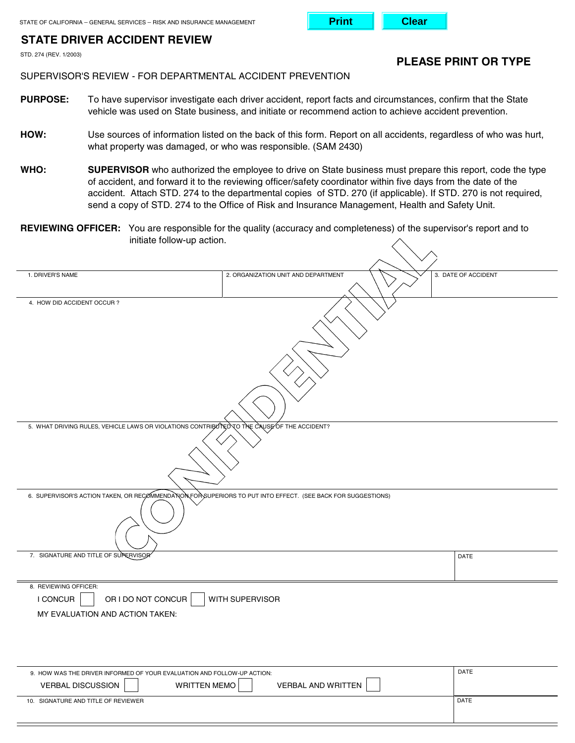STATE OF CALIFORNIA – GENERAL SERVICES – RISK AND INSURANCE MANAGEMENT

Print Clear

# STATE DRIVER ACCIDENT REVIEW

STD. 274 (REV. 1/2003)

**PLEASE PRINT OR TYPE**

SUPERVISOR'S REVIEW - FOR DEPARTMENTAL ACCIDENT PREVENTION

**PURPOSE:** To have supervisor investigate each driver accident, report facts and circumstances, confirm that the State vehicle was used on State business, and initiate or recommend action to achieve accident prevention.

**HOW:** Use sources of information listed on the back of this form. Report on all accidents, regardless of who was hurt, what property was damaged, or who was responsible. (SAM 2430)

**WHO:** **SUPERVISOR** who authorized the employee to drive on State business must prepare this report, code the type of accident, and forward it to the reviewing officer/safety coordinator within five days from the date of the accident. Attach STD. 274 to the departmental copies of STD. 270 (if applicable). If STD. 270 is not required, send a copy of STD. 274 to the Office of Risk and Insurance Management, Health and Safety Unit.

**REVIEWING OFFICER:** You are responsible for the quality (accuracy and completeness) of the supervisor's report and to initiate follow-up action.

CONFIDENTIAL

| 1. DRIVER'S NAME | 2. ORGANIZATION UNIT AND DEPARTMENT | 3. DATE OF ACCIDENT |
|---|---|---|
| | | |

4. HOW DID ACCIDENT OCCUR ?

5. WHAT DRIVING RULES, VEHICLE LAWS OR VIOLATIONS CONTRIBUTED TO THE CAUSE OF THE ACCIDENT?

6. SUPERVISOR'S ACTION TAKEN, OR RECOMMENDATION FOR SUPERIORS TO PUT INTO EFFECT. (SEE BACK FOR SUGGESTIONS)

| 7. SIGNATURE AND TITLE OF SUPERVISOR | DATE |
|---|---|
| | |

8. REVIEWING OFFICER:

I CONCUR ☐ OR I DO NOT CONCUR ☐ WITH SUPERVISOR

MY EVALUATION AND ACTION TAKEN:

| 9. HOW WAS THE DRIVER INFORMED OF YOUR EVALUATION AND FOLLOW-UP ACTION: VERBAL DISCUSSION ☐ WRITTEN MEMO ☐ VERBAL AND WRITTEN ☐ | DATE |
|---|---|
| **10. SIGNATURE AND TITLE OF REVIEWER** | **DATE** |
| | |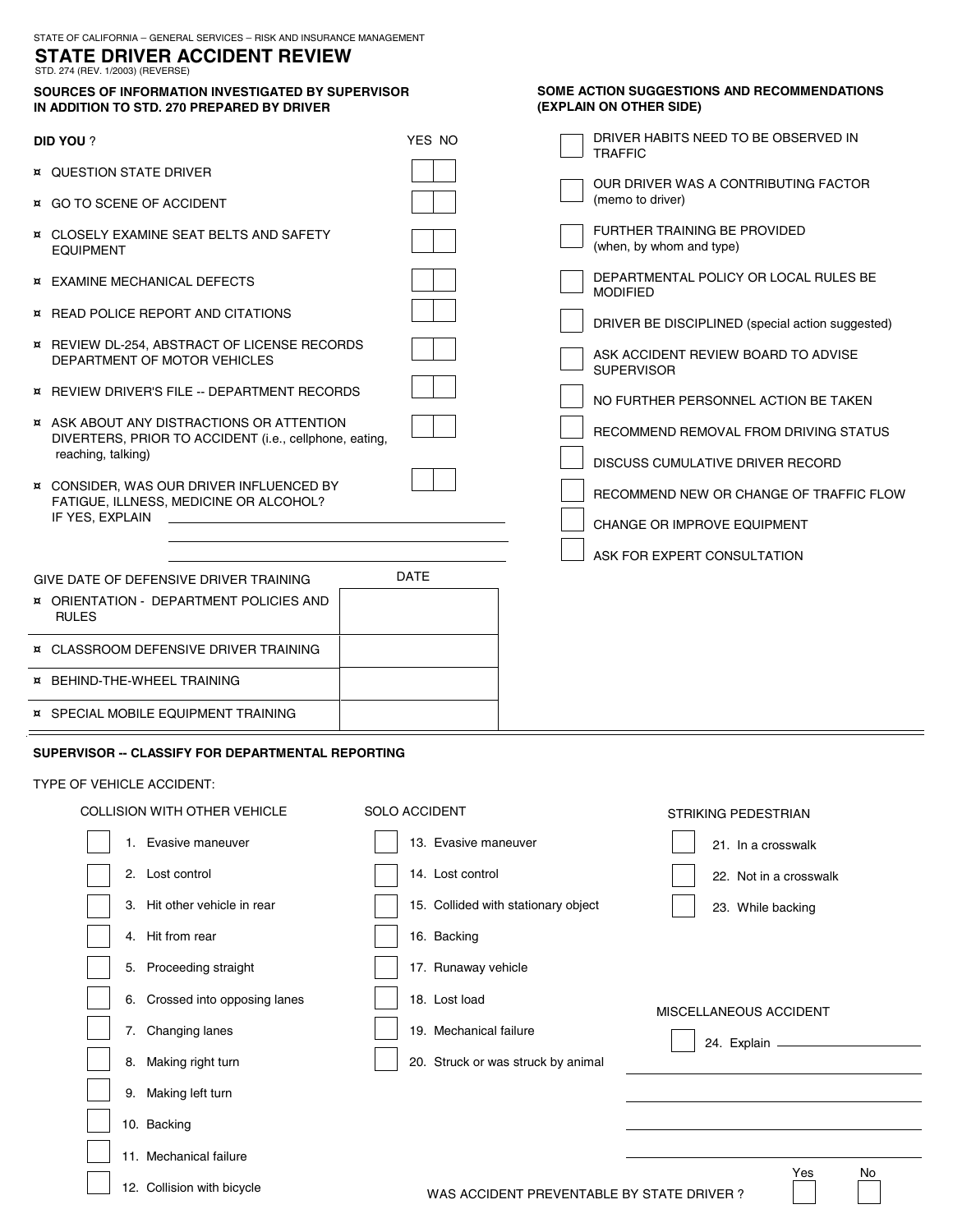STATE OF CALIFORNIA – GENERAL SERVICES – RISK AND INSURANCE MANAGEMENT

# STATE DRIVER ACCIDENT REVIEW

STD. 274 (REV. 1/2003) (REVERSE)

## SOURCES OF INFORMATION INVESTIGATED BY SUPERVISOR IN ADDITION TO STD. 270 PREPARED BY DRIVER

| DID YOU ? | YES | NO |
| --- | --- | --- |
| ¤ QUESTION STATE DRIVER | | |
| ¤ GO TO SCENE OF ACCIDENT | | |
| ¤ CLOSELY EXAMINE SEAT BELTS AND SAFETY EQUIPMENT | | |
| ¤ EXAMINE MECHANICAL DEFECTS | | |
| ¤ READ POLICE REPORT AND CITATIONS | | |
| ¤ REVIEW DL-254, ABSTRACT OF LICENSE RECORDS DEPARTMENT OF MOTOR VEHICLES | | |
| ¤ REVIEW DRIVER'S FILE -- DEPARTMENT RECORDS | | |
| ¤ ASK ABOUT ANY DISTRACTIONS OR ATTENTION DIVERTERS, PRIOR TO ACCIDENT (i.e., cellphone, eating, reaching, talking) | | |
| ¤ CONSIDER, WAS OUR DRIVER INFLUENCED BY FATIGUE, ILLNESS, MEDICINE OR ALCOHOL? IF YES, EXPLAIN ______ | | |

| GIVE DATE OF DEFENSIVE DRIVER TRAINING | DATE |
| --- | --- |
| ¤ ORIENTATION - DEPARTMENT POLICIES AND RULES | |
| ¤ CLASSROOM DEFENSIVE DRIVER TRAINING | |
| ¤ BEHIND-THE-WHEEL TRAINING | |
| ¤ SPECIAL MOBILE EQUIPMENT TRAINING | |

## SOME ACTION SUGGESTIONS AND RECOMMENDATIONS (EXPLAIN ON OTHER SIDE)

- ☐ DRIVER HABITS NEED TO BE OBSERVED IN TRAFFIC
- ☐ OUR DRIVER WAS A CONTRIBUTING FACTOR (memo to driver)
- ☐ FURTHER TRAINING BE PROVIDED (when, by whom and type)
- ☐ DEPARTMENTAL POLICY OR LOCAL RULES BE MODIFIED
- ☐ DRIVER BE DISCIPLINED (special action suggested)
- ☐ ASK ACCIDENT REVIEW BOARD TO ADVISE SUPERVISOR
- ☐ NO FURTHER PERSONNEL ACTION BE TAKEN
- ☐ RECOMMEND REMOVAL FROM DRIVING STATUS
- ☐ DISCUSS CUMULATIVE DRIVER RECORD
- ☐ RECOMMEND NEW OR CHANGE OF TRAFFIC FLOW
- ☐ CHANGE OR IMPROVE EQUIPMENT
- ☐ ASK FOR EXPERT CONSULTATION

## SUPERVISOR -- CLASSIFY FOR DEPARTMENTAL REPORTING

TYPE OF VEHICLE ACCIDENT:

**COLLISION WITH OTHER VEHICLE**

- ☐ 1. Evasive maneuver
- ☐ 2. Lost control
- ☐ 3. Hit other vehicle in rear
- ☐ 4. Hit from rear
- ☐ 5. Proceeding straight
- ☐ 6. Crossed into opposing lanes
- ☐ 7. Changing lanes
- ☐ 8. Making right turn
- ☐ 9. Making left turn
- ☐ 10. Backing
- ☐ 11. Mechanical failure
- ☐ 12. Collision with bicycle

**SOLO ACCIDENT**

- ☐ 13. Evasive maneuver
- ☐ 14. Lost control
- ☐ 15. Collided with stationary object
- ☐ 16. Backing
- ☐ 17. Runaway vehicle
- ☐ 18. Lost load
- ☐ 19. Mechanical failure
- ☐ 20. Struck or was struck by animal

**STRIKING PEDESTRIAN**

- ☐ 21. In a crosswalk
- ☐ 22. Not in a crosswalk
- ☐ 23. While backing

**MISCELLANEOUS ACCIDENT**

- ☐ 24. Explain ______

WAS ACCIDENT PREVENTABLE BY STATE DRIVER ? ☐ Yes ☐ No